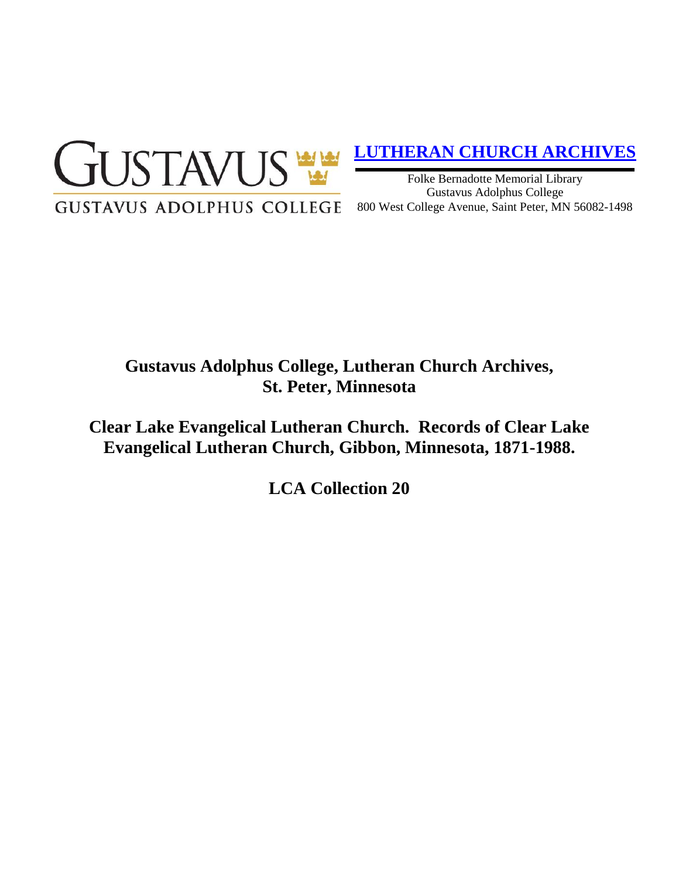GUSTAVUS

GUSTAVUS ADOLPHUS COLLEGE

**LUTHERAN CHURCH ARCHIVES**

Folke Bernadotte Memorial Library
Gustavus Adolphus College
800 West College Avenue, Saint Peter, MN 56082-1498

# Gustavus Adolphus College, Lutheran Church Archives, St. Peter, Minnesota

# Clear Lake Evangelical Lutheran Church. Records of Clear Lake Evangelical Lutheran Church, Gibbon, Minnesota, 1871-1988.

## LCA Collection 20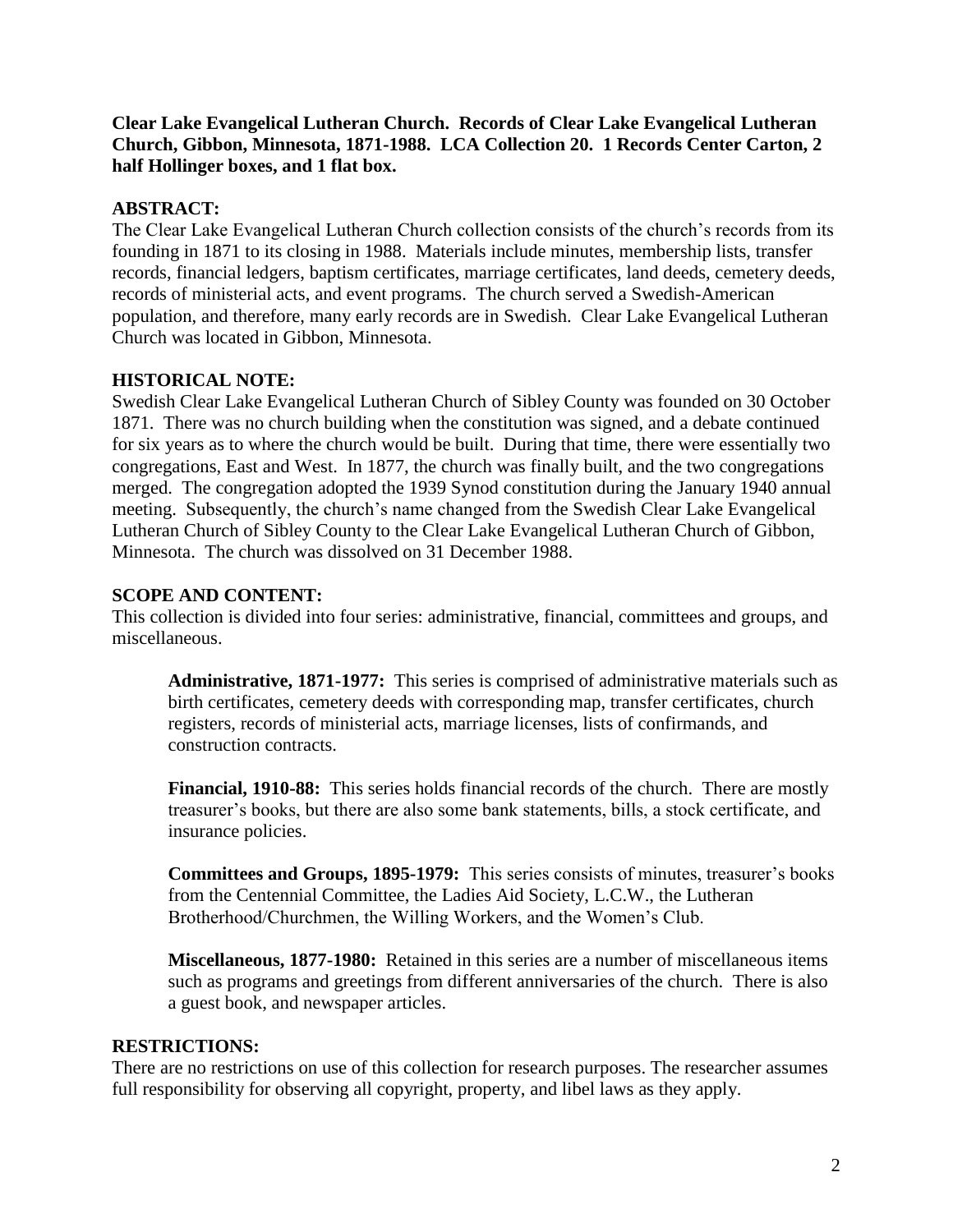**Clear Lake Evangelical Lutheran Church. Records of Clear Lake Evangelical Lutheran Church, Gibbon, Minnesota, 1871-1988. LCA Collection 20. 1 Records Center Carton, 2 half Hollinger boxes, and 1 flat box.**

## ABSTRACT:

The Clear Lake Evangelical Lutheran Church collection consists of the church's records from its founding in 1871 to its closing in 1988. Materials include minutes, membership lists, transfer records, financial ledgers, baptism certificates, marriage certificates, land deeds, cemetery deeds, records of ministerial acts, and event programs. The church served a Swedish-American population, and therefore, many early records are in Swedish. Clear Lake Evangelical Lutheran Church was located in Gibbon, Minnesota.

## HISTORICAL NOTE:

Swedish Clear Lake Evangelical Lutheran Church of Sibley County was founded on 30 October 1871. There was no church building when the constitution was signed, and a debate continued for six years as to where the church would be built. During that time, there were essentially two congregations, East and West. In 1877, the church was finally built, and the two congregations merged. The congregation adopted the 1939 Synod constitution during the January 1940 annual meeting. Subsequently, the church's name changed from the Swedish Clear Lake Evangelical Lutheran Church of Sibley County to the Clear Lake Evangelical Lutheran Church of Gibbon, Minnesota. The church was dissolved on 31 December 1988.

## SCOPE AND CONTENT:

This collection is divided into four series: administrative, financial, committees and groups, and miscellaneous.

**Administrative, 1871-1977:** This series is comprised of administrative materials such as birth certificates, cemetery deeds with corresponding map, transfer certificates, church registers, records of ministerial acts, marriage licenses, lists of confirmands, and construction contracts.

**Financial, 1910-88:** This series holds financial records of the church. There are mostly treasurer's books, but there are also some bank statements, bills, a stock certificate, and insurance policies.

**Committees and Groups, 1895-1979:** This series consists of minutes, treasurer's books from the Centennial Committee, the Ladies Aid Society, L.C.W., the Lutheran Brotherhood/Churchmen, the Willing Workers, and the Women's Club.

**Miscellaneous, 1877-1980:** Retained in this series are a number of miscellaneous items such as programs and greetings from different anniversaries of the church. There is also a guest book, and newspaper articles.

## RESTRICTIONS:

There are no restrictions on use of this collection for research purposes. The researcher assumes full responsibility for observing all copyright, property, and libel laws as they apply.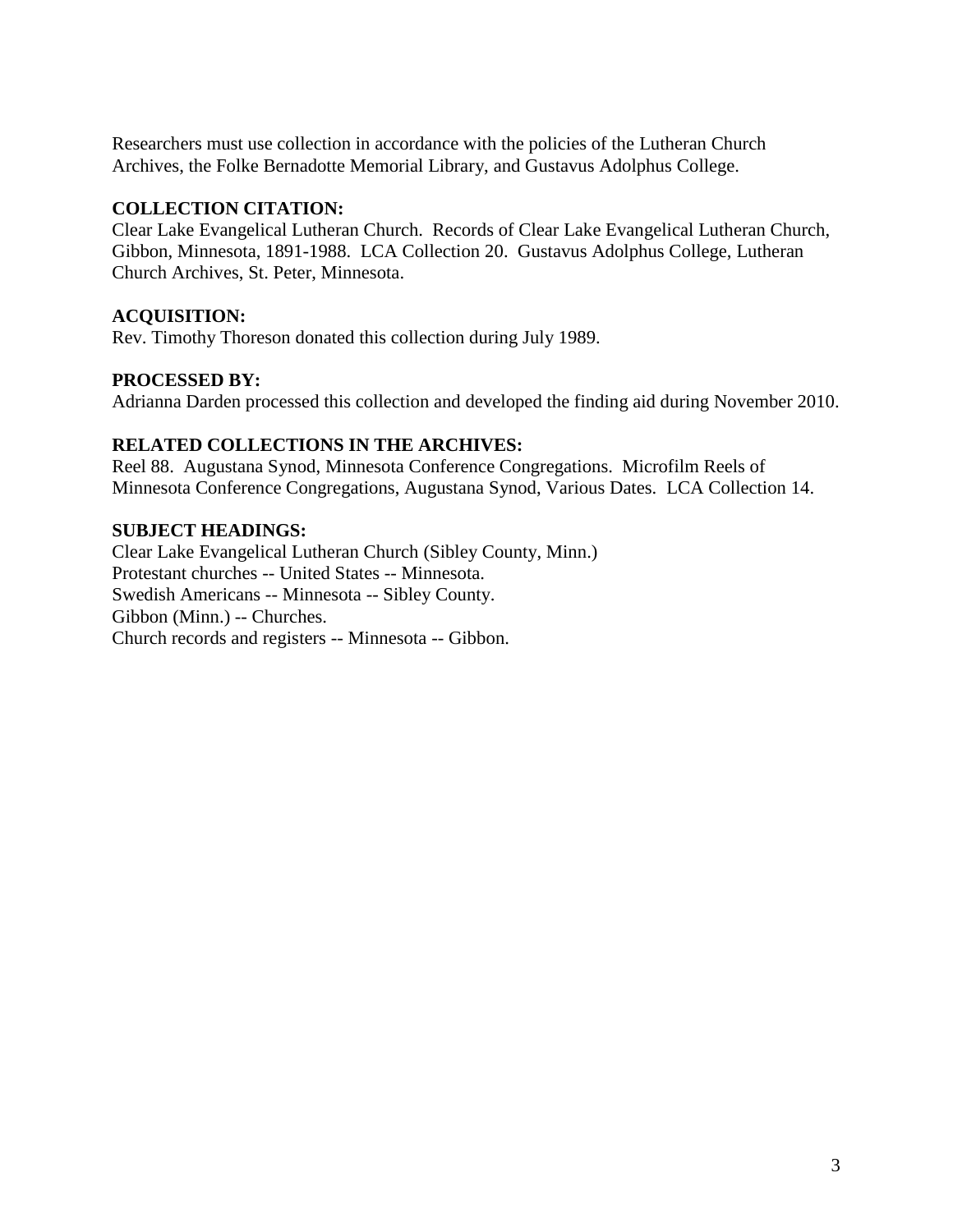Researchers must use collection in accordance with the policies of the Lutheran Church Archives, the Folke Bernadotte Memorial Library, and Gustavus Adolphus College.

**COLLECTION CITATION:**
Clear Lake Evangelical Lutheran Church. Records of Clear Lake Evangelical Lutheran Church, Gibbon, Minnesota, 1891-1988. LCA Collection 20. Gustavus Adolphus College, Lutheran Church Archives, St. Peter, Minnesota.

**ACQUISITION:**
Rev. Timothy Thoreson donated this collection during July 1989.

**PROCESSED BY:**
Adrianna Darden processed this collection and developed the finding aid during November 2010.

**RELATED COLLECTIONS IN THE ARCHIVES:**
Reel 88. Augustana Synod, Minnesota Conference Congregations. Microfilm Reels of Minnesota Conference Congregations, Augustana Synod, Various Dates. LCA Collection 14.

**SUBJECT HEADINGS:**
Clear Lake Evangelical Lutheran Church (Sibley County, Minn.)
Protestant churches -- United States -- Minnesota.
Swedish Americans -- Minnesota -- Sibley County.
Gibbon (Minn.) -- Churches.
Church records and registers -- Minnesota -- Gibbon.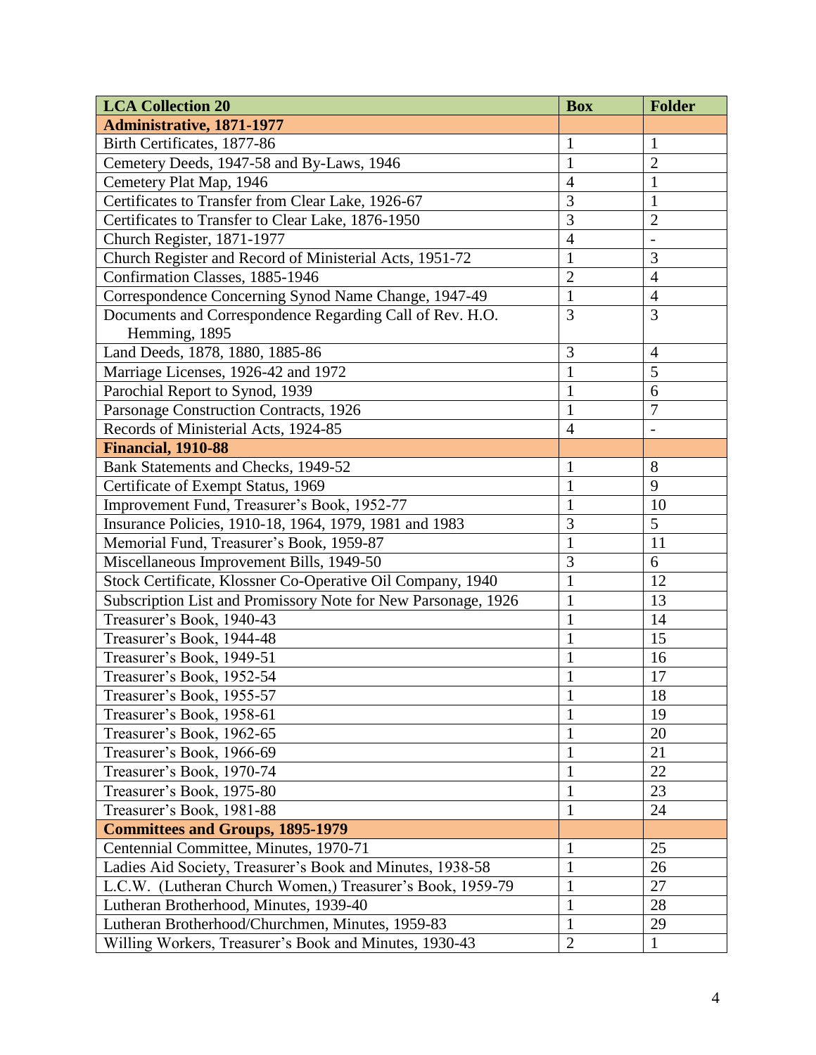| LCA Collection 20 | Box | Folder |
|---|---|---|
| **Administrative, 1871-1977** | | |
| Birth Certificates, 1877-86 | 1 | 1 |
| Cemetery Deeds, 1947-58 and By-Laws, 1946 | 1 | 2 |
| Cemetery Plat Map, 1946 | 4 | 1 |
| Certificates to Transfer from Clear Lake, 1926-67 | 3 | 1 |
| Certificates to Transfer to Clear Lake, 1876-1950 | 3 | 2 |
| Church Register, 1871-1977 | 4 | - |
| Church Register and Record of Ministerial Acts, 1951-72 | 1 | 3 |
| Confirmation Classes, 1885-1946 | 2 | 4 |
| Correspondence Concerning Synod Name Change, 1947-49 | 1 | 4 |
| Documents and Correspondence Regarding Call of Rev. H.O. Hemming, 1895 | 3 | 3 |
| Land Deeds, 1878, 1880, 1885-86 | 3 | 4 |
| Marriage Licenses, 1926-42 and 1972 | 1 | 5 |
| Parochial Report to Synod, 1939 | 1 | 6 |
| Parsonage Construction Contracts, 1926 | 1 | 7 |
| Records of Ministerial Acts, 1924-85 | 4 | - |
| **Financial, 1910-88** | | |
| Bank Statements and Checks, 1949-52 | 1 | 8 |
| Certificate of Exempt Status, 1969 | 1 | 9 |
| Improvement Fund, Treasurer's Book, 1952-77 | 1 | 10 |
| Insurance Policies, 1910-18, 1964, 1979, 1981 and 1983 | 3 | 5 |
| Memorial Fund, Treasurer's Book, 1959-87 | 1 | 11 |
| Miscellaneous Improvement Bills, 1949-50 | 3 | 6 |
| Stock Certificate, Klossner Co-Operative Oil Company, 1940 | 1 | 12 |
| Subscription List and Promissory Note for New Parsonage, 1926 | 1 | 13 |
| Treasurer's Book, 1940-43 | 1 | 14 |
| Treasurer's Book, 1944-48 | 1 | 15 |
| Treasurer's Book, 1949-51 | 1 | 16 |
| Treasurer's Book, 1952-54 | 1 | 17 |
| Treasurer's Book, 1955-57 | 1 | 18 |
| Treasurer's Book, 1958-61 | 1 | 19 |
| Treasurer's Book, 1962-65 | 1 | 20 |
| Treasurer's Book, 1966-69 | 1 | 21 |
| Treasurer's Book, 1970-74 | 1 | 22 |
| Treasurer's Book, 1975-80 | 1 | 23 |
| Treasurer's Book, 1981-88 | 1 | 24 |
| **Committees and Groups, 1895-1979** | | |
| Centennial Committee, Minutes, 1970-71 | 1 | 25 |
| Ladies Aid Society, Treasurer's Book and Minutes, 1938-58 | 1 | 26 |
| L.C.W. (Lutheran Church Women,) Treasurer's Book, 1959-79 | 1 | 27 |
| Lutheran Brotherhood, Minutes, 1939-40 | 1 | 28 |
| Lutheran Brotherhood/Churchmen, Minutes, 1959-83 | 1 | 29 |
| Willing Workers, Treasurer's Book and Minutes, 1930-43 | 2 | 1 |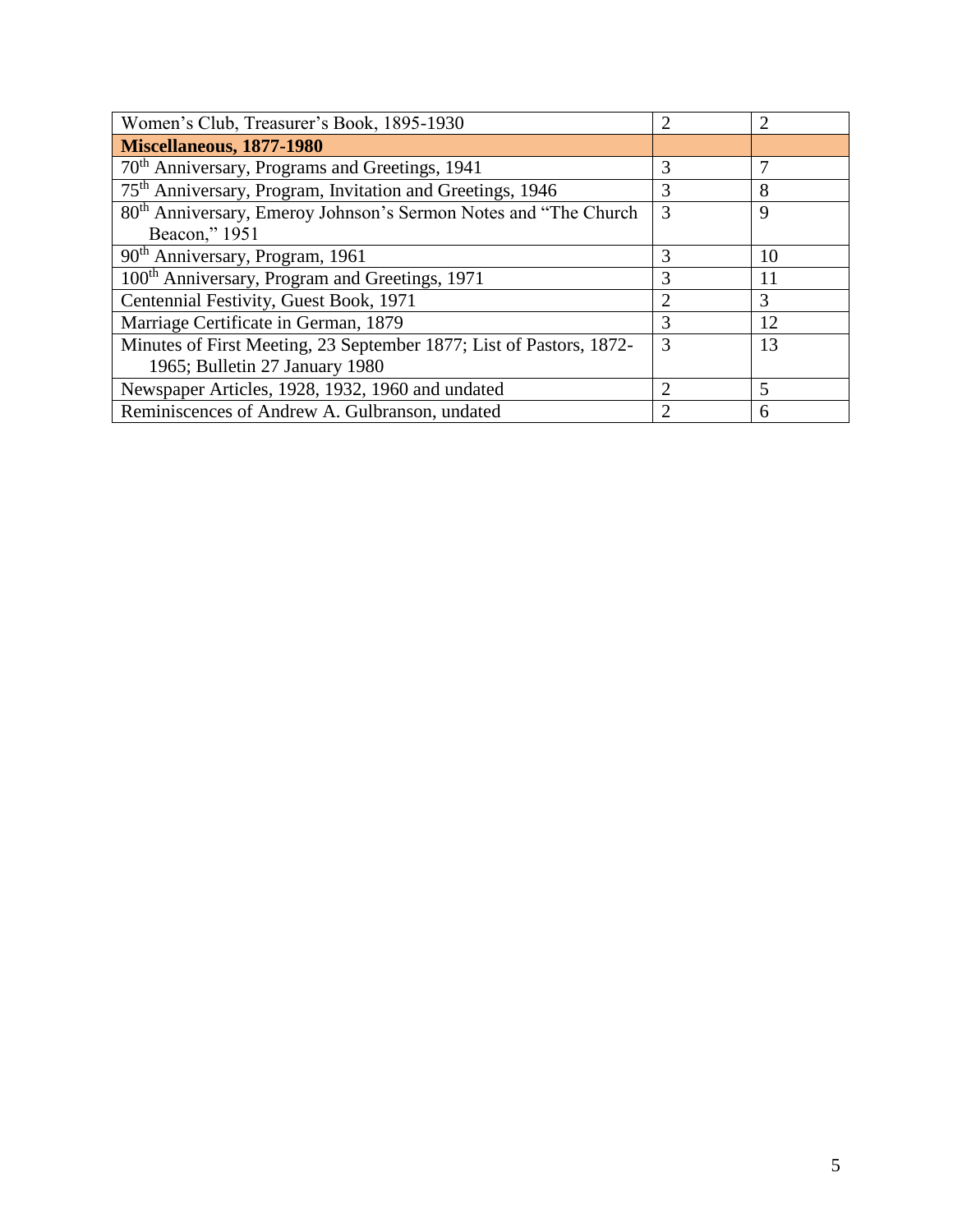| | | |
|---|---|---|
| Women's Club, Treasurer's Book, 1895-1930 | 2 | 2 |
| **Miscellaneous, 1877-1980** | | |
| 70th Anniversary, Programs and Greetings, 1941 | 3 | 7 |
| 75th Anniversary, Program, Invitation and Greetings, 1946 | 3 | 8 |
| 80th Anniversary, Emeroy Johnson's Sermon Notes and "The Church Beacon," 1951 | 3 | 9 |
| 90th Anniversary, Program, 1961 | 3 | 10 |
| 100th Anniversary, Program and Greetings, 1971 | 3 | 11 |
| Centennial Festivity, Guest Book, 1971 | 2 | 3 |
| Marriage Certificate in German, 1879 | 3 | 12 |
| Minutes of First Meeting, 23 September 1877; List of Pastors, 1872-1965; Bulletin 27 January 1980 | 3 | 13 |
| Newspaper Articles, 1928, 1932, 1960 and undated | 2 | 5 |
| Reminiscences of Andrew A. Gulbranson, undated | 2 | 6 |